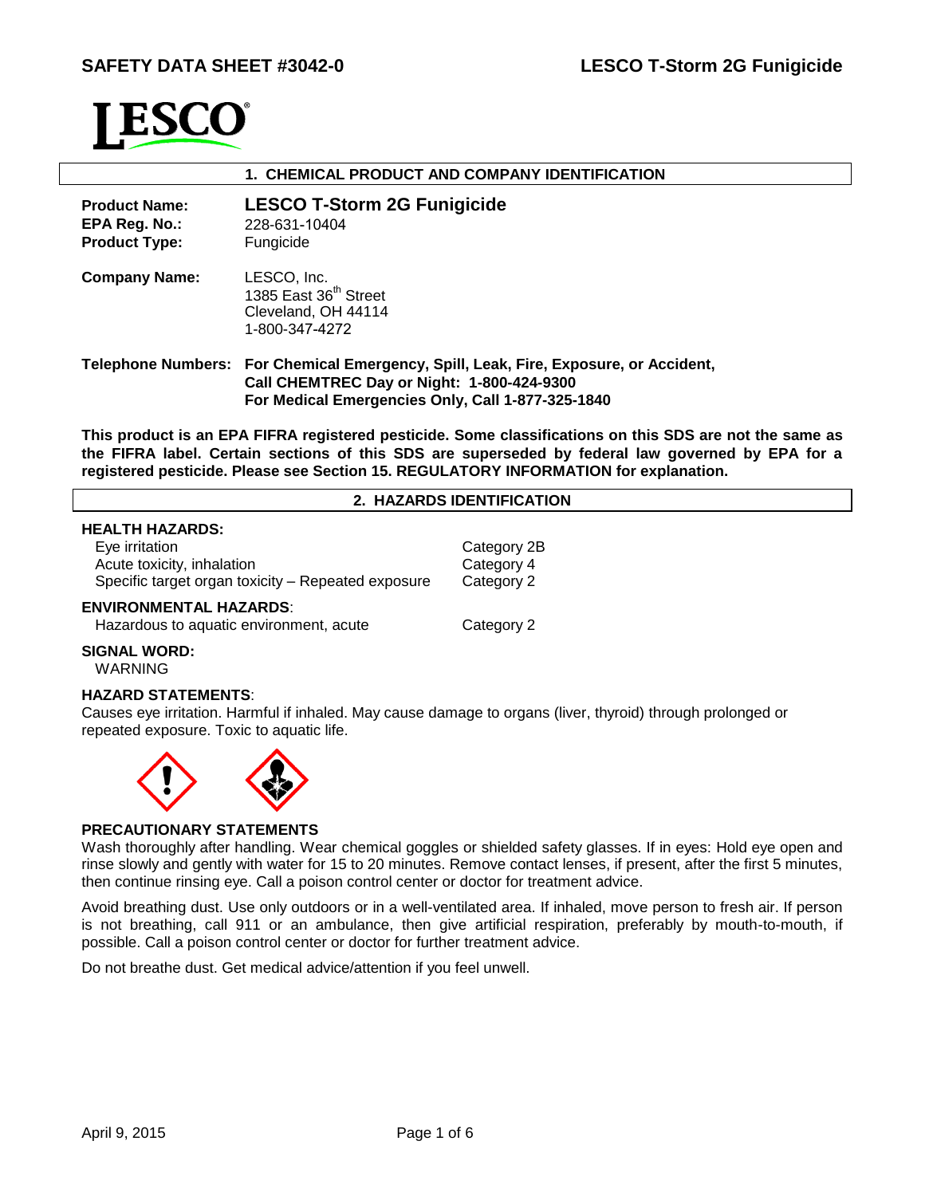## SAFETY DATA SHEET #3042-0 — LESCO T-Storm 2G Funigicide

LESCO

### 1. CHEMICAL PRODUCT AND COMPANY IDENTIFICATION

**Product Name:** **LESCO T-Storm 2G Funigicide**
**EPA Reg. No.:** 228-631-10404
**Product Type:** Fungicide

**Company Name:** LESCO, Inc.
1385 East 36th Street
Cleveland, OH 44114
1-800-347-4272

**Telephone Numbers:** **For Chemical Emergency, Spill, Leak, Fire, Exposure, or Accident, Call CHEMTREC Day or Night: 1-800-424-9300**
**For Medical Emergencies Only, Call 1-877-325-1840**

**This product is an EPA FIFRA registered pesticide. Some classifications on this SDS are not the same as the FIFRA label. Certain sections of this SDS are superseded by federal law governed by EPA for a registered pesticide. Please see Section 15. REGULATORY INFORMATION for explanation.**

### 2. HAZARDS IDENTIFICATION

**HEALTH HAZARDS:**

| | |
|---|---|
| Eye irritation | Category 2B |
| Acute toxicity, inhalation | Category 4 |
| Specific target organ toxicity – Repeated exposure | Category 2 |

**ENVIRONMENTAL HAZARDS**:

| | |
|---|---|
| Hazardous to aquatic environment, acute | Category 2 |

**SIGNAL WORD:**
WARNING

**HAZARD STATEMENTS**:
Causes eye irritation. Harmful if inhaled. May cause damage to organs (liver, thyroid) through prolonged or repeated exposure. Toxic to aquatic life.

**PRECAUTIONARY STATEMENTS**
Wash thoroughly after handling. Wear chemical goggles or shielded safety glasses. If in eyes: Hold eye open and rinse slowly and gently with water for 15 to 20 minutes. Remove contact lenses, if present, after the first 5 minutes, then continue rinsing eye. Call a poison control center or doctor for treatment advice.

Avoid breathing dust. Use only outdoors or in a well-ventilated area. If inhaled, move person to fresh air. If person is not breathing, call 911 or an ambulance, then give artificial respiration, preferably by mouth-to-mouth, if possible. Call a poison control center or doctor for further treatment advice.

Do not breathe dust. Get medical advice/attention if you feel unwell.

April 9, 2015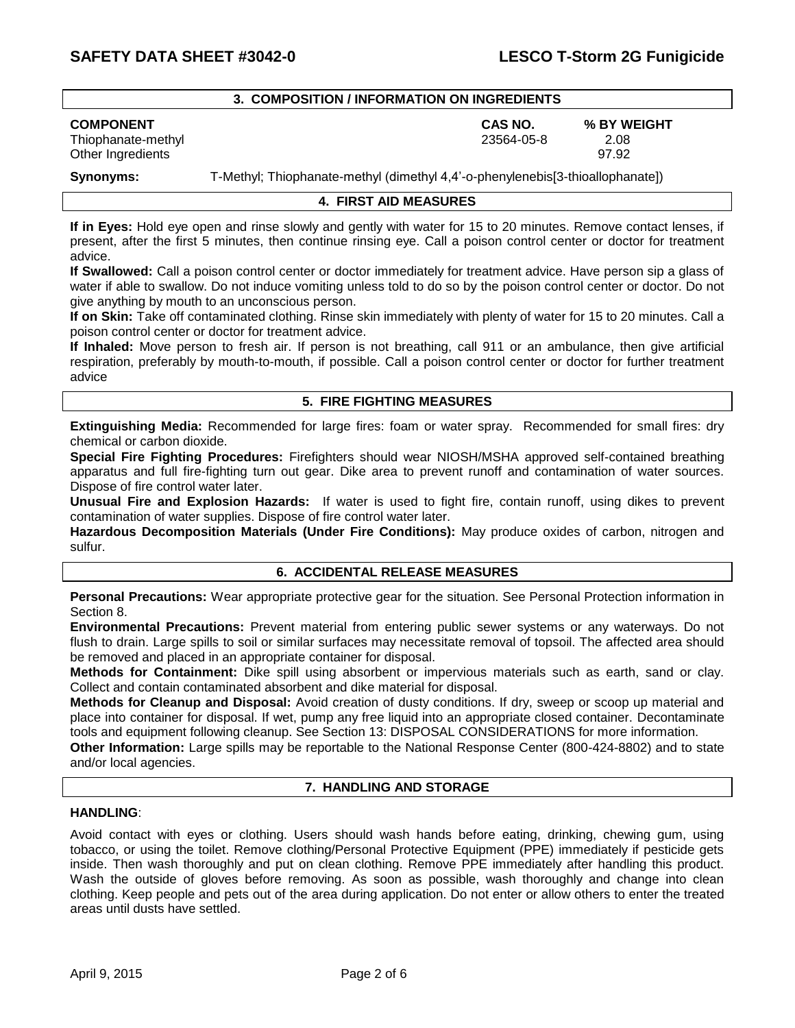## 3. COMPOSITION / INFORMATION ON INGREDIENTS

| COMPONENT | CAS NO. | % BY WEIGHT |
|---|---|---|
| Thiophanate-methyl | 23564-05-8 | 2.08 |
| Other Ingredients | | 97.92 |

**Synonyms:** T-Methyl; Thiophanate-methyl (dimethyl 4,4'-o-phenylenebis[3-thioallophanate])

## 4. FIRST AID MEASURES

**If in Eyes:** Hold eye open and rinse slowly and gently with water for 15 to 20 minutes. Remove contact lenses, if present, after the first 5 minutes, then continue rinsing eye. Call a poison control center or doctor for treatment advice.

**If Swallowed:** Call a poison control center or doctor immediately for treatment advice. Have person sip a glass of water if able to swallow. Do not induce vomiting unless told to do so by the poison control center or doctor. Do not give anything by mouth to an unconscious person.

**If on Skin:** Take off contaminated clothing. Rinse skin immediately with plenty of water for 15 to 20 minutes. Call a poison control center or doctor for treatment advice.

**If Inhaled:** Move person to fresh air. If person is not breathing, call 911 or an ambulance, then give artificial respiration, preferably by mouth-to-mouth, if possible. Call a poison control center or doctor for further treatment advice

## 5. FIRE FIGHTING MEASURES

**Extinguishing Media:** Recommended for large fires: foam or water spray. Recommended for small fires: dry chemical or carbon dioxide.

**Special Fire Fighting Procedures:** Firefighters should wear NIOSH/MSHA approved self-contained breathing apparatus and full fire-fighting turn out gear. Dike area to prevent runoff and contamination of water sources. Dispose of fire control water later.

**Unusual Fire and Explosion Hazards:** If water is used to fight fire, contain runoff, using dikes to prevent contamination of water supplies. Dispose of fire control water later.

**Hazardous Decomposition Materials (Under Fire Conditions):** May produce oxides of carbon, nitrogen and sulfur.

## 6. ACCIDENTAL RELEASE MEASURES

**Personal Precautions:** Wear appropriate protective gear for the situation. See Personal Protection information in Section 8.

**Environmental Precautions:** Prevent material from entering public sewer systems or any waterways. Do not flush to drain. Large spills to soil or similar surfaces may necessitate removal of topsoil. The affected area should be removed and placed in an appropriate container for disposal.

**Methods for Containment:** Dike spill using absorbent or impervious materials such as earth, sand or clay. Collect and contain contaminated absorbent and dike material for disposal.

**Methods for Cleanup and Disposal:** Avoid creation of dusty conditions. If dry, sweep or scoop up material and place into container for disposal. If wet, pump any free liquid into an appropriate closed container. Decontaminate tools and equipment following cleanup. See Section 13: DISPOSAL CONSIDERATIONS for more information.

**Other Information:** Large spills may be reportable to the National Response Center (800-424-8802) and to state and/or local agencies.

## 7. HANDLING AND STORAGE

**HANDLING**:

Avoid contact with eyes or clothing. Users should wash hands before eating, drinking, chewing gum, using tobacco, or using the toilet. Remove clothing/Personal Protective Equipment (PPE) immediately if pesticide gets inside. Then wash thoroughly and put on clean clothing. Remove PPE immediately after handling this product. Wash the outside of gloves before removing. As soon as possible, wash thoroughly and change into clean clothing. Keep people and pets out of the area during application. Do not enter or allow others to enter the treated areas until dusts have settled.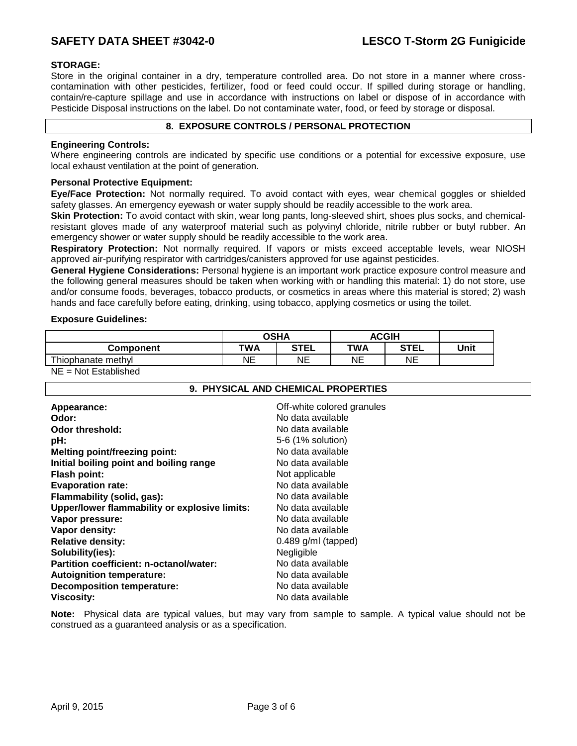**STORAGE:**
Store in the original container in a dry, temperature controlled area. Do not store in a manner where cross-contamination with other pesticides, fertilizer, food or feed could occur. If spilled during storage or handling, contain/re-capture spillage and use in accordance with instructions on label or dispose of in accordance with Pesticide Disposal instructions on the label. Do not contaminate water, food, or feed by storage or disposal.

## 8. EXPOSURE CONTROLS / PERSONAL PROTECTION

**Engineering Controls:**
Where engineering controls are indicated by specific use conditions or a potential for excessive exposure, use local exhaust ventilation at the point of generation.

**Personal Protective Equipment:**

**Eye/Face Protection:** Not normally required. To avoid contact with eyes, wear chemical goggles or shielded safety glasses. An emergency eyewash or water supply should be readily accessible to the work area.

**Skin Protection:** To avoid contact with skin, wear long pants, long-sleeved shirt, shoes plus socks, and chemical-resistant gloves made of any waterproof material such as polyvinyl chloride, nitrile rubber or butyl rubber. An emergency shower or water supply should be readily accessible to the work area.

**Respiratory Protection:** Not normally required. If vapors or mists exceed acceptable levels, wear NIOSH approved air-purifying respirator with cartridges/canisters approved for use against pesticides.

**General Hygiene Considerations:** Personal hygiene is an important work practice exposure control measure and the following general measures should be taken when working with or handling this material: 1) do not store, use and/or consume foods, beverages, tobacco products, or cosmetics in areas where this material is stored; 2) wash hands and face carefully before eating, drinking, using tobacco, applying cosmetics or using the toilet.

**Exposure Guidelines:**

| | OSHA | | ACGIH | | |
|---|---|---|---|---|---|
| **Component** | **TWA** | **STEL** | **TWA** | **STEL** | **Unit** |
| Thiophanate methyl | NE | NE | NE | NE | |

NE = Not Established

## 9. PHYSICAL AND CHEMICAL PROPERTIES

| | |
|---|---|
| **Appearance:** | Off-white colored granules |
| **Odor:** | No data available |
| **Odor threshold:** | No data available |
| **pH:** | 5-6 (1% solution) |
| **Melting point/freezing point:** | No data available |
| **Initial boiling point and boiling range** | No data available |
| **Flash point:** | Not applicable |
| **Evaporation rate:** | No data available |
| **Flammability (solid, gas):** | No data available |
| **Upper/lower flammability or explosive limits:** | No data available |
| **Vapor pressure:** | No data available |
| **Vapor density:** | No data available |
| **Relative density:** | 0.489 g/ml (tapped) |
| **Solubility(ies):** | Negligible |
| **Partition coefficient: n-octanol/water:** | No data available |
| **Autoignition temperature:** | No data available |
| **Decomposition temperature:** | No data available |
| **Viscosity:** | No data available |

**Note:** Physical data are typical values, but may vary from sample to sample. A typical value should not be construed as a guaranteed analysis or as a specification.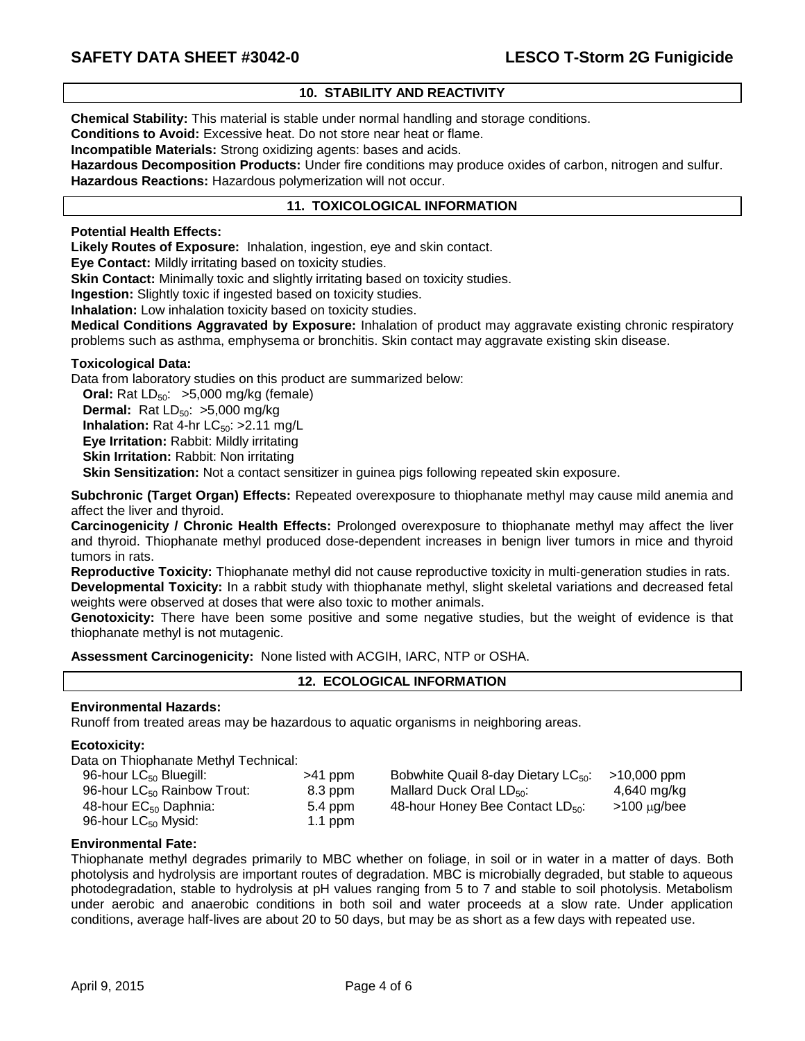## 10. STABILITY AND REACTIVITY

**Chemical Stability:** This material is stable under normal handling and storage conditions.
**Conditions to Avoid:** Excessive heat. Do not store near heat or flame.
**Incompatible Materials:** Strong oxidizing agents: bases and acids.
**Hazardous Decomposition Products:** Under fire conditions may produce oxides of carbon, nitrogen and sulfur.
**Hazardous Reactions:** Hazardous polymerization will not occur.

## 11. TOXICOLOGICAL INFORMATION

**Potential Health Effects:**
**Likely Routes of Exposure:** Inhalation, ingestion, eye and skin contact.
**Eye Contact:** Mildly irritating based on toxicity studies.
**Skin Contact:** Minimally toxic and slightly irritating based on toxicity studies.
**Ingestion:** Slightly toxic if ingested based on toxicity studies.
**Inhalation:** Low inhalation toxicity based on toxicity studies.
**Medical Conditions Aggravated by Exposure:** Inhalation of product may aggravate existing chronic respiratory problems such as asthma, emphysema or bronchitis. Skin contact may aggravate existing skin disease.

**Toxicological Data:**
Data from laboratory studies on this product are summarized below:
**Oral:** Rat $LD_{50}$: >5,000 mg/kg (female)
**Dermal:** Rat $LD_{50}$: >5,000 mg/kg
**Inhalation:** Rat 4-hr $LC_{50}$: >2.11 mg/L
**Eye Irritation:** Rabbit: Mildly irritating
**Skin Irritation:** Rabbit: Non irritating
**Skin Sensitization:** Not a contact sensitizer in guinea pigs following repeated skin exposure.

**Subchronic (Target Organ) Effects:** Repeated overexposure to thiophanate methyl may cause mild anemia and affect the liver and thyroid.
**Carcinogenicity / Chronic Health Effects:** Prolonged overexposure to thiophanate methyl may affect the liver and thyroid. Thiophanate methyl produced dose-dependent increases in benign liver tumors in mice and thyroid tumors in rats.
**Reproductive Toxicity:** Thiophanate methyl did not cause reproductive toxicity in multi-generation studies in rats.
**Developmental Toxicity:** In a rabbit study with thiophanate methyl, slight skeletal variations and decreased fetal weights were observed at doses that were also toxic to mother animals.
**Genotoxicity:** There have been some positive and some negative studies, but the weight of evidence is that thiophanate methyl is not mutagenic.

**Assessment Carcinogenicity:** None listed with ACGIH, IARC, NTP or OSHA.

## 12. ECOLOGICAL INFORMATION

**Environmental Hazards:**
Runoff from treated areas may be hazardous to aquatic organisms in neighboring areas.

**Ecotoxicity:**
Data on Thiophanate Methyl Technical:

| | | | |
|---|---|---|---|
| 96-hour $LC_{50}$ Bluegill: | >41 ppm | Bobwhite Quail 8-day Dietary $LC_{50}$: | >10,000 ppm |
| 96-hour $LC_{50}$ Rainbow Trout: | 8.3 ppm | Mallard Duck Oral $LD_{50}$: | 4,640 mg/kg |
| 48-hour $EC_{50}$ Daphnia: | 5.4 ppm | 48-hour Honey Bee Contact $LD_{50}$: | >100 μg/bee |
| 96-hour $LC_{50}$ Mysid: | 1.1 ppm | | |

**Environmental Fate:**
Thiophanate methyl degrades primarily to MBC whether on foliage, in soil or in water in a matter of days. Both photolysis and hydrolysis are important routes of degradation. MBC is microbially degraded, but stable to aqueous photodegradation, stable to hydrolysis at pH values ranging from 5 to 7 and stable to soil photolysis. Metabolism under aerobic and anaerobic conditions in both soil and water proceeds at a slow rate. Under application conditions, average half-lives are about 20 to 50 days, but may be as short as a few days with repeated use.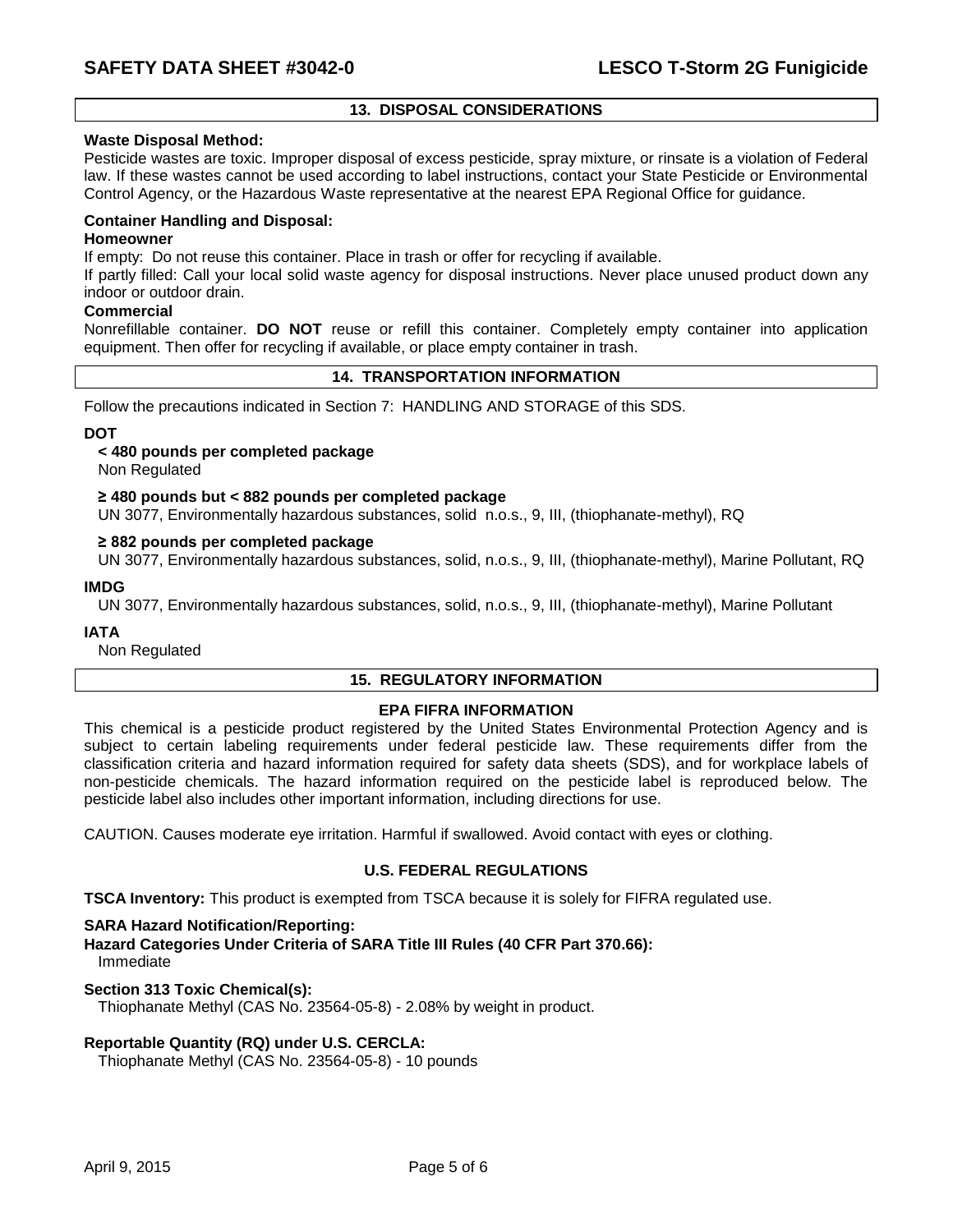## 13. DISPOSAL CONSIDERATIONS

**Waste Disposal Method:**
Pesticide wastes are toxic. Improper disposal of excess pesticide, spray mixture, or rinsate is a violation of Federal law. If these wastes cannot be used according to label instructions, contact your State Pesticide or Environmental Control Agency, or the Hazardous Waste representative at the nearest EPA Regional Office for guidance.

**Container Handling and Disposal:**
**Homeowner**
If empty: Do not reuse this container. Place in trash or offer for recycling if available.
If partly filled: Call your local solid waste agency for disposal instructions. Never place unused product down any indoor or outdoor drain.
**Commercial**
Nonrefillable container. **DO NOT** reuse or refill this container. Completely empty container into application equipment. Then offer for recycling if available, or place empty container in trash.

## 14. TRANSPORTATION INFORMATION

Follow the precautions indicated in Section 7: HANDLING AND STORAGE of this SDS.

**DOT**

**< 480 pounds per completed package**
Non Regulated

**≥ 480 pounds but < 882 pounds per completed package**
UN 3077, Environmentally hazardous substances, solid n.o.s., 9, III, (thiophanate-methyl), RQ

**≥ 882 pounds per completed package**
UN 3077, Environmentally hazardous substances, solid, n.o.s., 9, III, (thiophanate-methyl), Marine Pollutant, RQ

**IMDG**
UN 3077, Environmentally hazardous substances, solid, n.o.s., 9, III, (thiophanate-methyl), Marine Pollutant

**IATA**
Non Regulated

## 15. REGULATORY INFORMATION

### EPA FIFRA INFORMATION

This chemical is a pesticide product registered by the United States Environmental Protection Agency and is subject to certain labeling requirements under federal pesticide law. These requirements differ from the classification criteria and hazard information required for safety data sheets (SDS), and for workplace labels of non-pesticide chemicals. The hazard information required on the pesticide label is reproduced below. The pesticide label also includes other important information, including directions for use.

CAUTION. Causes moderate eye irritation. Harmful if swallowed. Avoid contact with eyes or clothing.

### U.S. FEDERAL REGULATIONS

**TSCA Inventory:** This product is exempted from TSCA because it is solely for FIFRA regulated use.

**SARA Hazard Notification/Reporting:**
**Hazard Categories Under Criteria of SARA Title III Rules (40 CFR Part 370.66):**
Immediate

**Section 313 Toxic Chemical(s):**
Thiophanate Methyl (CAS No. 23564-05-8) - 2.08% by weight in product.

**Reportable Quantity (RQ) under U.S. CERCLA:**
Thiophanate Methyl (CAS No. 23564-05-8) - 10 pounds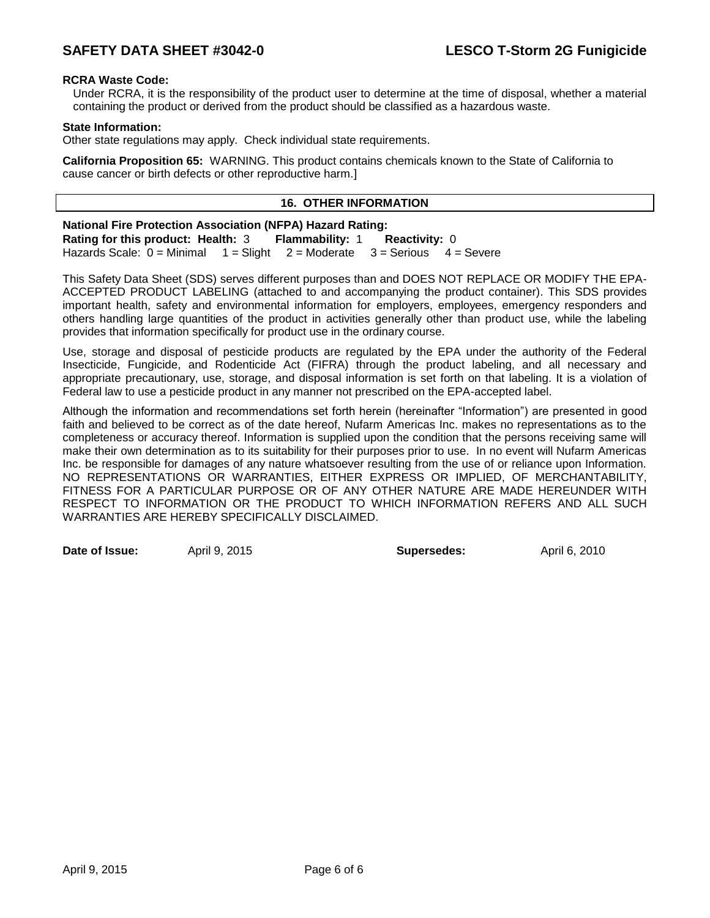**RCRA Waste Code:**

Under RCRA, it is the responsibility of the product user to determine at the time of disposal, whether a material containing the product or derived from the product should be classified as a hazardous waste.

**State Information:**

Other state regulations may apply. Check individual state requirements.

**California Proposition 65:** WARNING. This product contains chemicals known to the State of California to cause cancer or birth defects or other reproductive harm.]

## 16. OTHER INFORMATION

**National Fire Protection Association (NFPA) Hazard Rating:**
**Rating for this product: Health:** 3 **Flammability:** 1 **Reactivity:** 0
Hazards Scale: 0 = Minimal 1 = Slight 2 = Moderate 3 = Serious 4 = Severe

This Safety Data Sheet (SDS) serves different purposes than and DOES NOT REPLACE OR MODIFY THE EPA-ACCEPTED PRODUCT LABELING (attached to and accompanying the product container). This SDS provides important health, safety and environmental information for employers, employees, emergency responders and others handling large quantities of the product in activities generally other than product use, while the labeling provides that information specifically for product use in the ordinary course.

Use, storage and disposal of pesticide products are regulated by the EPA under the authority of the Federal Insecticide, Fungicide, and Rodenticide Act (FIFRA) through the product labeling, and all necessary and appropriate precautionary, use, storage, and disposal information is set forth on that labeling. It is a violation of Federal law to use a pesticide product in any manner not prescribed on the EPA-accepted label.

Although the information and recommendations set forth herein (hereinafter "Information") are presented in good faith and believed to be correct as of the date hereof, Nufarm Americas Inc. makes no representations as to the completeness or accuracy thereof. Information is supplied upon the condition that the persons receiving same will make their own determination as to its suitability for their purposes prior to use. In no event will Nufarm Americas Inc. be responsible for damages of any nature whatsoever resulting from the use of or reliance upon Information. NO REPRESENTATIONS OR WARRANTIES, EITHER EXPRESS OR IMPLIED, OF MERCHANTABILITY, FITNESS FOR A PARTICULAR PURPOSE OR OF ANY OTHER NATURE ARE MADE HEREUNDER WITH RESPECT TO INFORMATION OR THE PRODUCT TO WHICH INFORMATION REFERS AND ALL SUCH WARRANTIES ARE HEREBY SPECIFICALLY DISCLAIMED.

**Date of Issue:** April 9, 2015 **Supersedes:** April 6, 2010